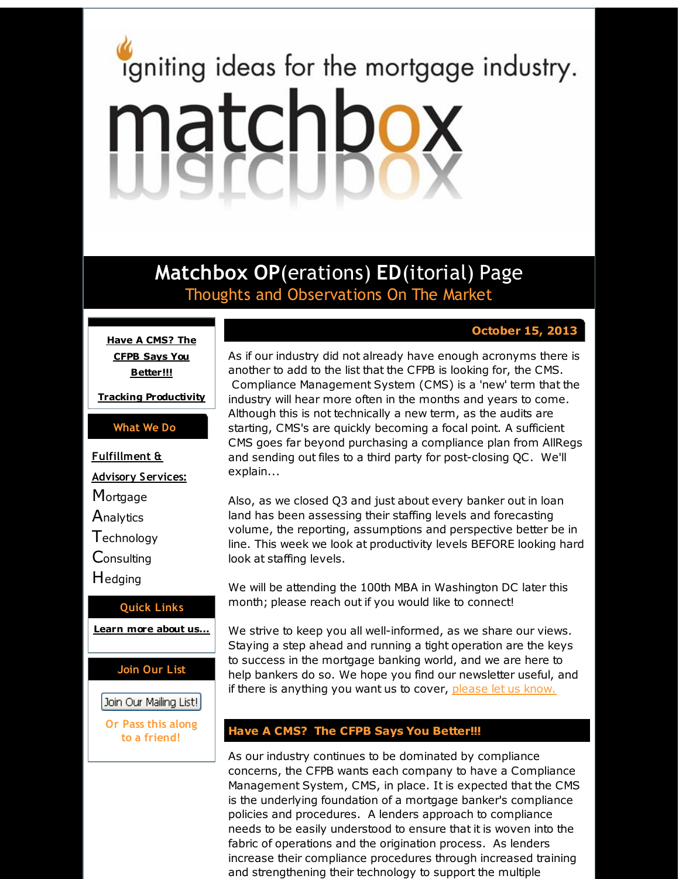igniting ideas for the mortgage industry.

# matchbox

## Matchbox OP(erations) ED(itorial) Page

Thoughts and Observations On The Market

**Have A CMS? The CFPB Says You Better!!!**

**Tracking Productivity**

**What We Do**

**Fulfillment & Advisory Services:**

Mortgage
Analytics
Technology
Consulting
Hedging

**Quick Links**

**Learn more about us...**

**Join Our List**

Join Our Mailing List!

Or Pass this along to a friend!

**October 15, 2013**

As if our industry did not already have enough acronyms there is another to add to the list that the CFPB is looking for, the CMS. Compliance Management System (CMS) is a 'new' term that the industry will hear more often in the months and years to come. Although this is not technically a new term, as the audits are starting, CMS's are quickly becoming a focal point. A sufficient CMS goes far beyond purchasing a compliance plan from AllRegs and sending out files to a third party for post-closing QC. We'll explain...

Also, as we closed Q3 and just about every banker out in loan land has been assessing their staffing levels and forecasting volume, the reporting, assumptions and perspective better be in line. This week we look at productivity levels BEFORE looking hard look at staffing levels.

We will be attending the 100th MBA in Washington DC later this month; please reach out if you would like to connect!

We strive to keep you all well-informed, as we share our views. Staying a step ahead and running a tight operation are the keys to success in the mortgage banking world, and we are here to help bankers do so. We hope you find our newsletter useful, and if there is anything you want us to cover, please let us know.

### Have A CMS? The CFPB Says You Better!!!

As our industry continues to be dominated by compliance concerns, the CFPB wants each company to have a Compliance Management System, CMS, in place. It is expected that the CMS is the underlying foundation of a mortgage banker's compliance policies and procedures. A lenders approach to compliance needs to be easily understood to ensure that it is woven into the fabric of operations and the origination process. As lenders increase their compliance procedures through increased training and strengthening their technology to support the multiple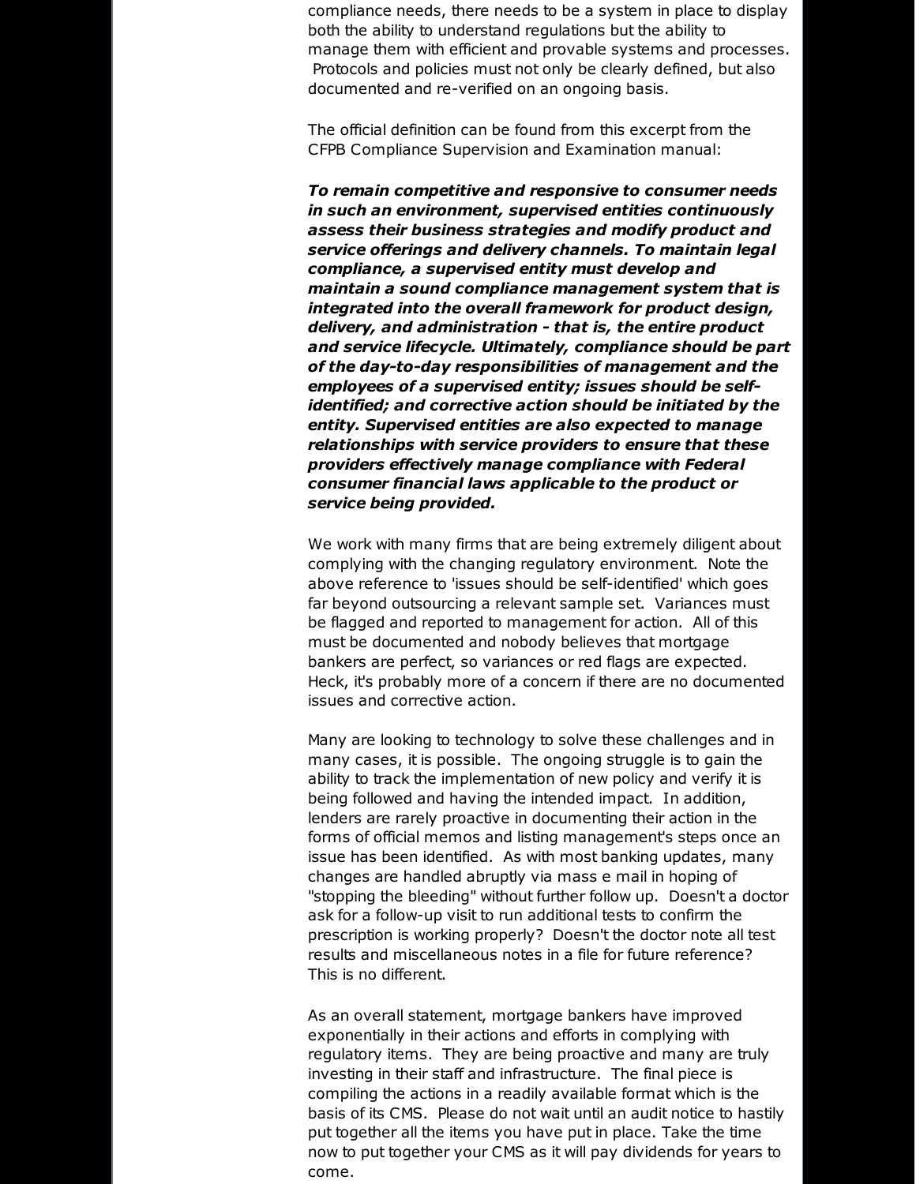compliance needs, there needs to be a system in place to display both the ability to understand regulations but the ability to manage them with efficient and provable systems and processes. Protocols and policies must not only be clearly defined, but also documented and re-verified on an ongoing basis.

The official definition can be found from this excerpt from the CFPB Compliance Supervision and Examination manual:

***To remain competitive and responsive to consumer needs in such an environment, supervised entities continuously assess their business strategies and modify product and service offerings and delivery channels. To maintain legal compliance, a supervised entity must develop and maintain a sound compliance management system that is integrated into the overall framework for product design, delivery, and administration - that is, the entire product and service lifecycle. Ultimately, compliance should be part of the day-to-day responsibilities of management and the employees of a supervised entity; issues should be self-identified; and corrective action should be initiated by the entity. Supervised entities are also expected to manage relationships with service providers to ensure that these providers effectively manage compliance with Federal consumer financial laws applicable to the product or service being provided.***

We work with many firms that are being extremely diligent about complying with the changing regulatory environment. Note the above reference to 'issues should be self-identified' which goes far beyond outsourcing a relevant sample set. Variances must be flagged and reported to management for action. All of this must be documented and nobody believes that mortgage bankers are perfect, so variances or red flags are expected. Heck, it's probably more of a concern if there are no documented issues and corrective action.

Many are looking to technology to solve these challenges and in many cases, it is possible. The ongoing struggle is to gain the ability to track the implementation of new policy and verify it is being followed and having the intended impact. In addition, lenders are rarely proactive in documenting their action in the forms of official memos and listing management's steps once an issue has been identified. As with most banking updates, many changes are handled abruptly via mass e mail in hoping of "stopping the bleeding" without further follow up. Doesn't a doctor ask for a follow-up visit to run additional tests to confirm the prescription is working properly? Doesn't the doctor note all test results and miscellaneous notes in a file for future reference? This is no different.

As an overall statement, mortgage bankers have improved exponentially in their actions and efforts in complying with regulatory items. They are being proactive and many are truly investing in their staff and infrastructure. The final piece is compiling the actions in a readily available format which is the basis of its CMS. Please do not wait until an audit notice to hastily put together all the items you have put in place. Take the time now to put together your CMS as it will pay dividends for years to come.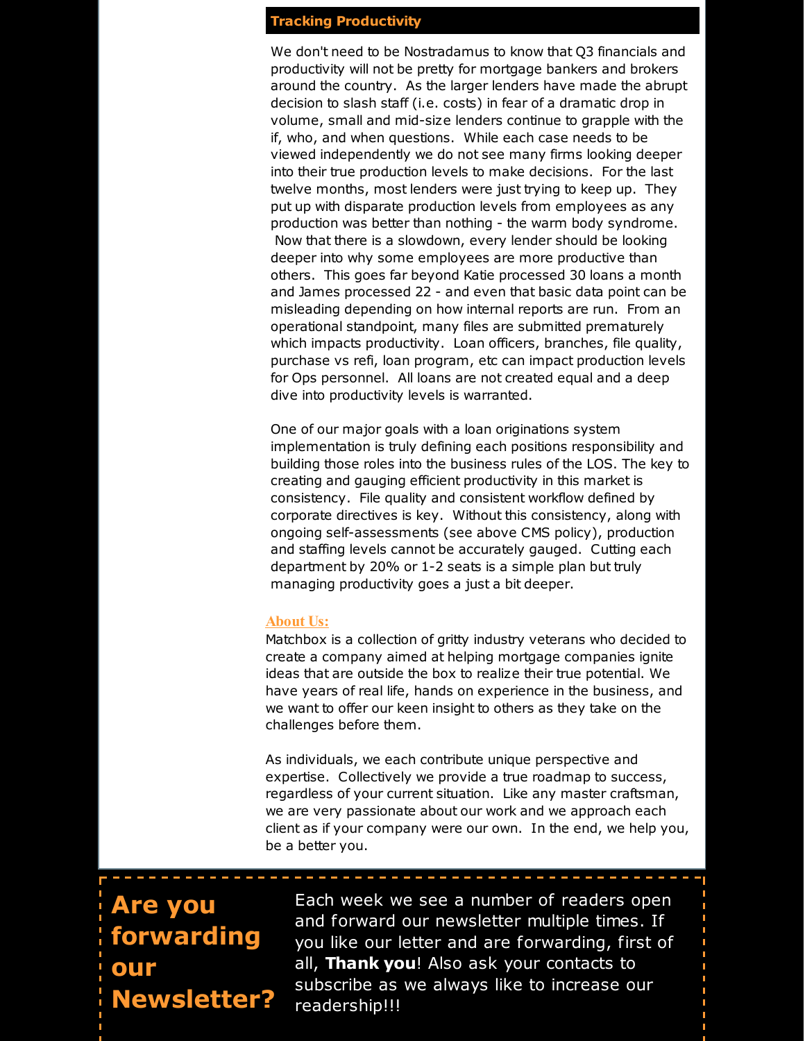## Tracking Productivity

We don't need to be Nostradamus to know that Q3 financials and productivity will not be pretty for mortgage bankers and brokers around the country. As the larger lenders have made the abrupt decision to slash staff (i.e. costs) in fear of a dramatic drop in volume, small and mid-size lenders continue to grapple with the if, who, and when questions. While each case needs to be viewed independently we do not see many firms looking deeper into their true production levels to make decisions. For the last twelve months, most lenders were just trying to keep up. They put up with disparate production levels from employees as any production was better than nothing - the warm body syndrome. Now that there is a slowdown, every lender should be looking deeper into why some employees are more productive than others. This goes far beyond Katie processed 30 loans a month and James processed 22 - and even that basic data point can be misleading depending on how internal reports are run. From an operational standpoint, many files are submitted prematurely which impacts productivity. Loan officers, branches, file quality, purchase vs refi, loan program, etc can impact production levels for Ops personnel. All loans are not created equal and a deep dive into productivity levels is warranted.

One of our major goals with a loan originations system implementation is truly defining each positions responsibility and building those roles into the business rules of the LOS. The key to creating and gauging efficient productivity in this market is consistency. File quality and consistent workflow defined by corporate directives is key. Without this consistency, along with ongoing self-assessments (see above CMS policy), production and staffing levels cannot be accurately gauged. Cutting each department by 20% or 1-2 seats is a simple plan but truly managing productivity goes a just a bit deeper.

### About Us:

Matchbox is a collection of gritty industry veterans who decided to create a company aimed at helping mortgage companies ignite ideas that are outside the box to realize their true potential. We have years of real life, hands on experience in the business, and we want to offer our keen insight to others as they take on the challenges before them.

As individuals, we each contribute unique perspective and expertise. Collectively we provide a true roadmap to success, regardless of your current situation. Like any master craftsman, we are very passionate about our work and we approach each client as if your company were our own. In the end, we help you, be a better you.

## Are you forwarding our Newsletter?

Each week we see a number of readers open and forward our newsletter multiple times. If you like our letter and are forwarding, first of all, **Thank you**! Also ask your contacts to subscribe as we always like to increase our readership!!!